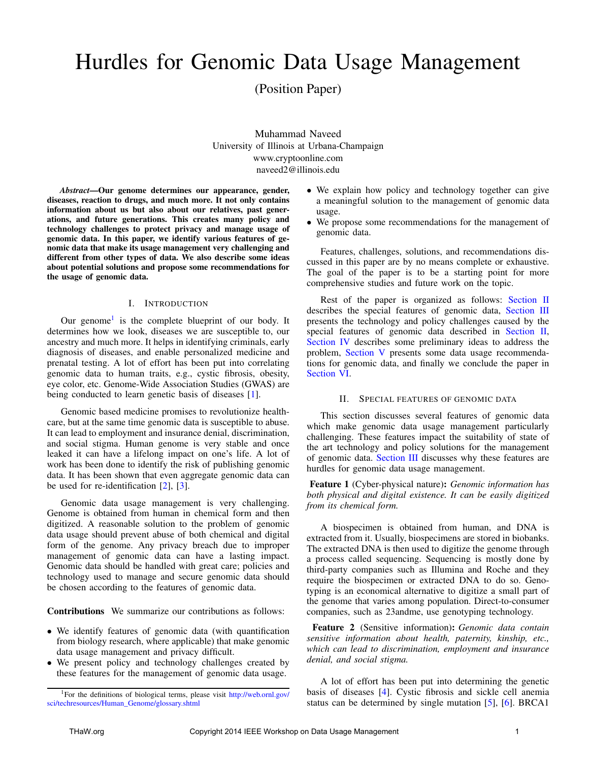# Hurdles for Genomic Data Usage Management

(Position Paper)

Muhammad Naveed
University of Illinois at Urbana-Champaign
www.cryptoonline.com
naveed2@illinois.edu

***Abstract*—Our genome determines our appearance, gender, diseases, reaction to drugs, and much more. It not only contains information about us but also about our relatives, past generations, and future generations. This creates many policy and technology challenges to protect privacy and manage usage of genomic data. In this paper, we identify various features of genomic data that make its usage management very challenging and different from other types of data. We also describe some ideas about potential solutions and propose some recommendations for the usage of genomic data.**

## I. Introduction

Our genome[1] is the complete blueprint of our body. It determines how we look, diseases we are susceptible to, our ancestry and much more. It helps in identifying criminals, early diagnosis of diseases, and enable personalized medicine and prenatal testing. A lot of effort has been put into correlating genomic data to human traits, e.g., cystic fibrosis, obesity, eye color, etc. Genome-Wide Association Studies (GWAS) are being conducted to learn genetic basis of diseases [1].

Genomic based medicine promises to revolutionize healthcare, but at the same time genomic data is susceptible to abuse. It can lead to employment and insurance denial, discrimination, and social stigma. Human genome is very stable and once leaked it can have a lifelong impact on one's life. A lot of work has been done to identify the risk of publishing genomic data. It has been shown that even aggregate genomic data can be used for re-identification [2], [3].

Genomic data usage management is very challenging. Genome is obtained from human in chemical form and then digitized. A reasonable solution to the problem of genomic data usage should prevent abuse of both chemical and digital form of the genome. Any privacy breach due to improper management of genomic data can have a lasting impact. Genomic data should be handled with great care; policies and technology used to manage and secure genomic data should be chosen according to the features of genomic data.

**Contributions** We summarize our contributions as follows:

- We identify features of genomic data (with quantification from biology research, where applicable) that make genomic data usage management and privacy difficult.
- We present policy and technology challenges created by these features for the management of genomic data usage.
- We explain how policy and technology together can give a meaningful solution to the management of genomic data usage.
- We propose some recommendations for the management of genomic data.

Features, challenges, solutions, and recommendations discussed in this paper are by no means complete or exhaustive. The goal of the paper is to be a starting point for more comprehensive studies and future work on the topic.

Rest of the paper is organized as follows: Section II describes the special features of genomic data, Section III presents the technology and policy challenges caused by the special features of genomic data described in Section II, Section IV describes some preliminary ideas to address the problem, Section V presents some data usage recommendations for genomic data, and finally we conclude the paper in Section VI.

## II. Special features of genomic data

This section discusses several features of genomic data which make genomic data usage management particularly challenging. These features impact the suitability of state of the art technology and policy solutions for the management of genomic data. Section III discusses why these features are hurdles for genomic data usage management.

**Feature 1** (Cyber-physical nature)**:** *Genomic information has both physical and digital existence. It can be easily digitized from its chemical form.*

A biospecimen is obtained from human, and DNA is extracted from it. Usually, biospecimens are stored in biobanks. The extracted DNA is then used to digitize the genome through a process called sequencing. Sequencing is mostly done by third-party companies such as Illumina and Roche and they require the biospecimen or extracted DNA to do so. Genotyping is an economical alternative to digitize a small part of the genome that varies among population. Direct-to-consumer companies, such as 23andme, use genotyping technology.

**Feature 2** (Sensitive information)**:** *Genomic data contain sensitive information about health, paternity, kinship, etc., which can lead to discrimination, employment and insurance denial, and social stigma.*

A lot of effort has been put into determining the genetic basis of diseases [4]. Cystic fibrosis and sickle cell anemia status can be determined by single mutation [5], [6]. BRCA1

[1] For the definitions of biological terms, please visit http://web.ornl.gov/sci/techresources/Human_Genome/glossary.shtml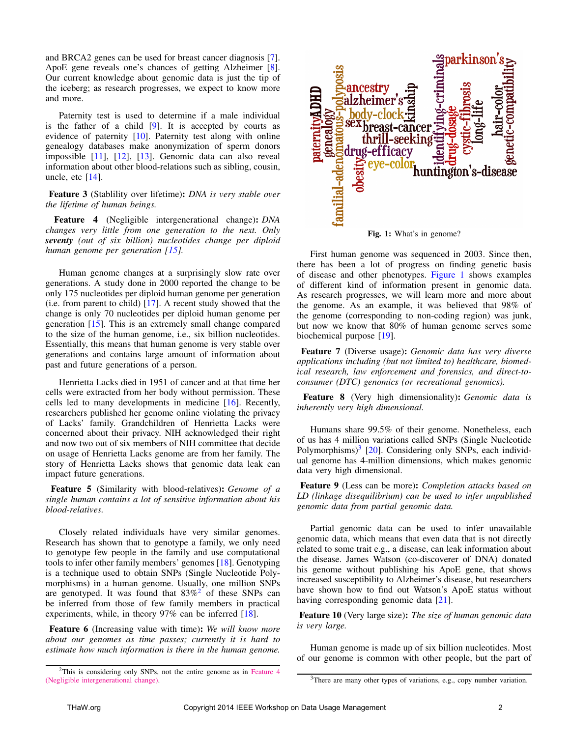and BRCA2 genes can be used for breast cancer diagnosis [7]. ApoE gene reveals one's chances of getting Alzheimer [8]. Our current knowledge about genomic data is just the tip of the iceberg; as research progresses, we expect to know more and more.

Paternity test is used to determine if a male individual is the father of a child [9]. It is accepted by courts as evidence of paternity [10]. Paternity test along with online genealogy databases make anonymization of sperm donors impossible [11], [12], [13]. Genomic data can also reveal information about other blood-relations such as sibling, cousin, uncle, etc [14].

**Feature 3** (Stablility over lifetime)**:** *DNA is very stable over the lifetime of human beings.*

**Feature 4** (Negligible intergenerational change)**:** *DNA changes very little from one generation to the next. Only* ***seventy*** *(out of six billion) nucleotides change per diploid human genome per generation [15].*

Human genome changes at a surprisingly slow rate over generations. A study done in 2000 reported the change to be only 175 nucleotides per diploid human genome per generation (i.e. from parent to child) [17]. A recent study showed that the change is only 70 nucleotides per diploid human genome per generation [15]. This is an extremely small change compared to the size of the human genome, i.e., six billion nucleotides. Essentially, this means that human genome is very stable over generations and contains large amount of information about past and future generations of a person.

Henrietta Lacks died in 1951 of cancer and at that time her cells were extracted from her body without permission. These cells led to many developments in medicine [16]. Recently, researchers published her genome online violating the privacy of Lacks' family. Grandchildren of Henrietta Lacks were concerned about their privacy. NIH acknowledged their right and now two out of six members of NIH committee that decide on usage of Henrietta Lacks genome are from her family. The story of Henrietta Lacks shows that genomic data leak can impact future generations.

**Feature 5** (Similarity with blood-relatives)**:** *Genome of a single human contains a lot of sensitive information about his blood-relatives.*

Closely related individuals have very similar genomes. Research has shown that to genotype a family, we only need to genotype few people in the family and use computational tools to infer other family members' genomes [18]. Genotyping is a technique used to obtain SNPs (Single Nucleotide Polymorphisms) in a human genome. Usually, one million SNPs are genotyped. It was found that 83%[2] of these SNPs can be inferred from those of few family members in practical experiments, while, in theory 97% can be inferred [18].

**Feature 6** (Increasing value with time)**:** *We will know more about our genomes as time passes; currently it is hard to estimate how much information is there in the human genome.*

[2] This is considering only SNPs, not the entire genome as in Feature 4 (Negligible intergenerational change).

paternity ADHD genealogy familial-adenomatous-polyposis ancestry alzheimer's body-clock sex breast-cancer kinship thrill-seeking drug-efficacy obesity eye-color identifying-criminals drug-dosage parkinson's cystic-fibrosis long-life huntington's-disease hair-color genetic-compatibility

**Fig. 1:** What's in genome?

First human genome was sequenced in 2003. Since then, there has been a lot of progress on finding genetic basis of disease and other phenotypes. Figure 1 shows examples of different kind of information present in genomic data. As research progresses, we will learn more and more about the genome. As an example, it was believed that 98% of the genome (corresponding to non-coding region) was junk, but now we know that 80% of human genome serves some biochemical purpose [19].

**Feature 7** (Diverse usage)**:** *Genomic data has very diverse applications including (but not limited to) healthcare, biomedical research, law enforcement and forensics, and direct-to-consumer (DTC) genomics (or recreational genomics).*

**Feature 8** (Very high dimensionality)**:** *Genomic data is inherently very high dimensional.*

Humans share 99.5% of their genome. Nonetheless, each of us has 4 million variations called SNPs (Single Nucleotide Polymorphisms)[3] [20]. Considering only SNPs, each individual genome has 4-million dimensions, which makes genomic data very high dimensional.

**Feature 9** (Less can be more)**:** *Completion attacks based on LD (linkage disequilibrium) can be used to infer unpublished genomic data from partial genomic data.*

Partial genomic data can be used to infer unavailable genomic data, which means that even data that is not directly related to some trait e.g., a disease, can leak information about the disease. James Watson (co-discoverer of DNA) donated his genome without publishing his ApoE gene, that shows increased susceptibility to Alzheimer's disease, but researchers have shown how to find out Watson's ApoE status without having corresponding genomic data [21].

**Feature 10** (Very large size)**:** *The size of human genomic data is very large.*

Human genome is made up of six billion nucleotides. Most of our genome is common with other people, but the part of

[3] There are many other types of variations, e.g., copy number variation.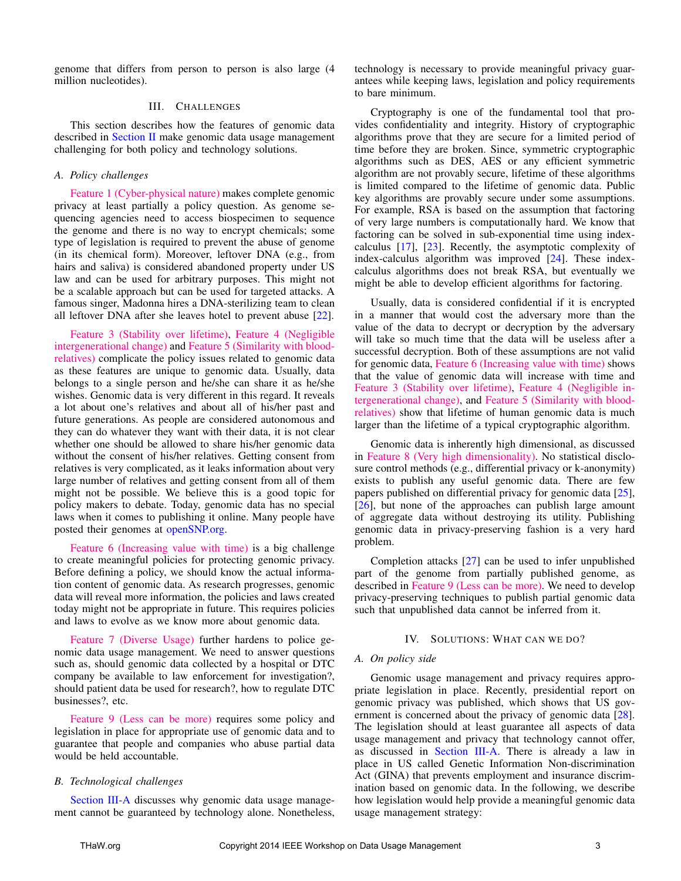genome that differs from person to person is also large (4 million nucleotides).

## III. Challenges

This section describes how the features of genomic data described in Section II make genomic data usage management challenging for both policy and technology solutions.

### A. Policy challenges

Feature 1 (Cyber-physical nature) makes complete genomic privacy at least partially a policy question. As genome sequencing agencies need to access biospecimen to sequence the genome and there is no way to encrypt chemicals; some type of legislation is required to prevent the abuse of genome (in its chemical form). Moreover, leftover DNA (e.g., from hairs and saliva) is considered abandoned property under US law and can be used for arbitrary purposes. This might not be a scalable approach but can be used for targeted attacks. A famous singer, Madonna hires a DNA-sterilizing team to clean all leftover DNA after she leaves hotel to prevent abuse [22].

Feature 3 (Stability over lifetime), Feature 4 (Negligible intergenerational change) and Feature 5 (Similarity with blood-relatives) complicate the policy issues related to genomic data as these features are unique to genomic data. Usually, data belongs to a single person and he/she can share it as he/she wishes. Genomic data is very different in this regard. It reveals a lot about one's relatives and about all of his/her past and future generations. As people are considered autonomous and they can do whatever they want with their data, it is not clear whether one should be allowed to share his/her genomic data without the consent of his/her relatives. Getting consent from relatives is very complicated, as it leaks information about very large number of relatives and getting consent from all of them might not be possible. We believe this is a good topic for policy makers to debate. Today, genomic data has no special laws when it comes to publishing it online. Many people have posted their genomes at openSNP.org.

Feature 6 (Increasing value with time) is a big challenge to create meaningful policies for protecting genomic privacy. Before defining a policy, we should know the actual information content of genomic data. As research progresses, genomic data will reveal more information, the policies and laws created today might not be appropriate in future. This requires policies and laws to evolve as we know more about genomic data.

Feature 7 (Diverse Usage) further hardens to police genomic data usage management. We need to answer questions such as, should genomic data collected by a hospital or DTC company be available to law enforcement for investigation?, should patient data be used for research?, how to regulate DTC businesses?, etc.

Feature 9 (Less can be more) requires some policy and legislation in place for appropriate use of genomic data and to guarantee that people and companies who abuse partial data would be held accountable.

### B. Technological challenges

Section III-A discusses why genomic data usage management cannot be guaranteed by technology alone. Nonetheless, technology is necessary to provide meaningful privacy guarantees while keeping laws, legislation and policy requirements to bare minimum.

Cryptography is one of the fundamental tool that provides confidentiality and integrity. History of cryptographic algorithms prove that they are secure for a limited period of time before they are broken. Since, symmetric cryptographic algorithms such as DES, AES or any efficient symmetric algorithm are not provably secure, lifetime of these algorithms is limited compared to the lifetime of genomic data. Public key algorithms are provably secure under some assumptions. For example, RSA is based on the assumption that factoring of very large numbers is computationally hard. We know that factoring can be solved in sub-exponential time using index-calculus [17], [23]. Recently, the asymptotic complexity of index-calculus algorithm was improved [24]. These index-calculus algorithms does not break RSA, but eventually we might be able to develop efficient algorithms for factoring.

Usually, data is considered confidential if it is encrypted in a manner that would cost the adversary more than the value of the data to decrypt or decryption by the adversary will take so much time that the data will be useless after a successful decryption. Both of these assumptions are not valid for genomic data, Feature 6 (Increasing value with time) shows that the value of genomic data will increase with time and Feature 3 (Stability over lifetime), Feature 4 (Negligible intergenerational change), and Feature 5 (Similarity with blood-relatives) show that lifetime of human genomic data is much larger than the lifetime of a typical cryptographic algorithm.

Genomic data is inherently high dimensional, as discussed in Feature 8 (Very high dimensionality). No statistical disclosure control methods (e.g., differential privacy or k-anonymity) exists to publish any useful genomic data. There are few papers published on differential privacy for genomic data [25], [26], but none of the approaches can publish large amount of aggregate data without destroying its utility. Publishing genomic data in privacy-preserving fashion is a very hard problem.

Completion attacks [27] can be used to infer unpublished part of the genome from partially published genome, as described in Feature 9 (Less can be more). We need to develop privacy-preserving techniques to publish partial genomic data such that unpublished data cannot be inferred from it.

## IV. Solutions: What can we do?

### A. On policy side

Genomic usage management and privacy requires appropriate legislation in place. Recently, presidential report on genomic privacy was published, which shows that US government is concerned about the privacy of genomic data [28]. The legislation should at least guarantee all aspects of data usage management and privacy that technology cannot offer, as discussed in Section III-A. There is already a law in place in US called Genetic Information Non-discrimination Act (GINA) that prevents employment and insurance discrimination based on genomic data. In the following, we describe how legislation would help provide a meaningful genomic data usage management strategy: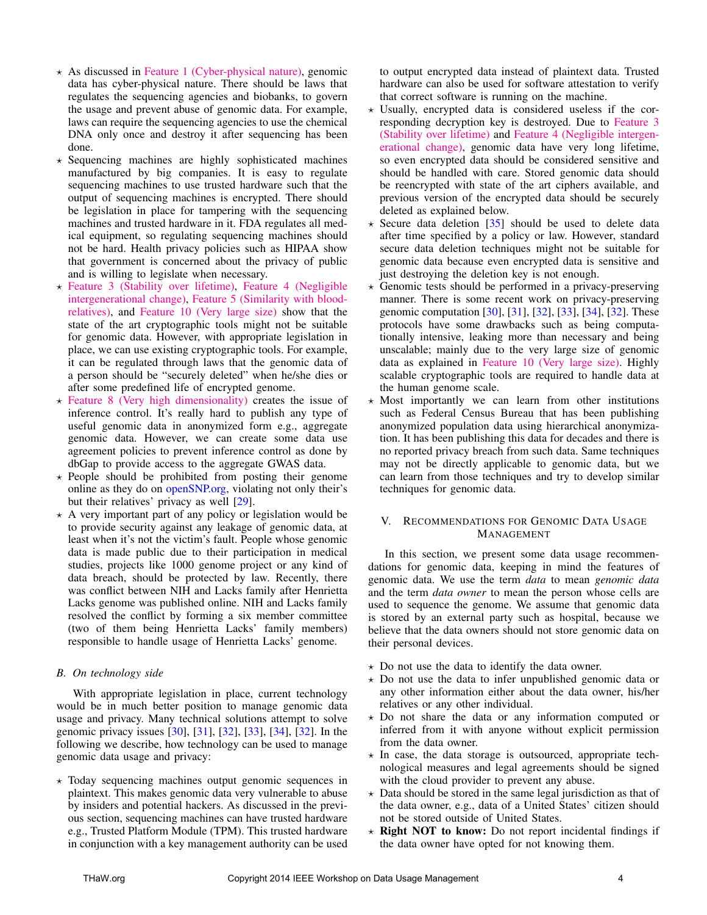- ⋆ As discussed in Feature 1 (Cyber-physical nature), genomic data has cyber-physical nature. There should be laws that regulates the sequencing agencies and biobanks, to govern the usage and prevent abuse of genomic data. For example, laws can require the sequencing agencies to use the chemical DNA only once and destroy it after sequencing has been done.
- ⋆ Sequencing machines are highly sophisticated machines manufactured by big companies. It is easy to regulate sequencing machines to use trusted hardware such that the output of sequencing machines is encrypted. There should be legislation in place for tampering with the sequencing machines and trusted hardware in it. FDA regulates all medical equipment, so regulating sequencing machines should not be hard. Health privacy policies such as HIPAA show that government is concerned about the privacy of public and is willing to legislate when necessary.
- ⋆ Feature 3 (Stability over lifetime), Feature 4 (Negligible intergenerational change), Feature 5 (Similarity with blood-relatives), and Feature 10 (Very large size) show that the state of the art cryptographic tools might not be suitable for genomic data. However, with appropriate legislation in place, we can use existing cryptographic tools. For example, it can be regulated through laws that the genomic data of a person should be "securely deleted" when he/she dies or after some predefined life of encrypted genome.
- ⋆ Feature 8 (Very high dimensionality) creates the issue of inference control. It's really hard to publish any type of useful genomic data in anonymized form e.g., aggregate genomic data. However, we can create some data use agreement policies to prevent inference control as done by dbGap to provide access to the aggregate GWAS data.
- ⋆ People should be prohibited from posting their genome online as they do on openSNP.org, violating not only their's but their relatives' privacy as well [29].
- ⋆ A very important part of any policy or legislation would be to provide security against any leakage of genomic data, at least when it's not the victim's fault. People whose genomic data is made public due to their participation in medical studies, projects like 1000 genome project or any kind of data breach, should be protected by law. Recently, there was conflict between NIH and Lacks family after Henrietta Lacks genome was published online. NIH and Lacks family resolved the conflict by forming a six member committee (two of them being Henrietta Lacks' family members) responsible to handle usage of Henrietta Lacks' genome.

### B. On technology side

With appropriate legislation in place, current technology would be in much better position to manage genomic data usage and privacy. Many technical solutions attempt to solve genomic privacy issues [30], [31], [32], [33], [34], [32]. In the following we describe, how technology can be used to manage genomic data usage and privacy:

- ⋆ Today sequencing machines output genomic sequences in plaintext. This makes genomic data very vulnerable to abuse by insiders and potential hackers. As discussed in the previous section, sequencing machines can have trusted hardware e.g., Trusted Platform Module (TPM). This trusted hardware in conjunction with a key management authority can be used to output encrypted data instead of plaintext data. Trusted hardware can also be used for software attestation to verify that correct software is running on the machine.
- ⋆ Usually, encrypted data is considered useless if the corresponding decryption key is destroyed. Due to Feature 3 (Stability over lifetime) and Feature 4 (Negligible intergenerational change), genomic data have very long lifetime, so even encrypted data should be considered sensitive and should be handled with care. Stored genomic data should be reencrypted with state of the art ciphers available, and previous version of the encrypted data should be securely deleted as explained below.
- ⋆ Secure data deletion [35] should be used to delete data after time specified by a policy or law. However, standard secure data deletion techniques might not be suitable for genomic data because even encrypted data is sensitive and just destroying the deletion key is not enough.
- ⋆ Genomic tests should be performed in a privacy-preserving manner. There is some recent work on privacy-preserving genomic computation [30], [31], [32], [33], [34], [32]. These protocols have some drawbacks such as being computationally intensive, leaking more than necessary and being unscalable; mainly due to the very large size of genomic data as explained in Feature 10 (Very large size). Highly scalable cryptographic tools are required to handle data at the human genome scale.
- ⋆ Most importantly we can learn from other institutions such as Federal Census Bureau that has been publishing anonymized population data using hierarchical anonymization. It has been publishing this data for decades and there is no reported privacy breach from such data. Same techniques may not be directly applicable to genomic data, but we can learn from those techniques and try to develop similar techniques for genomic data.

## V. Recommendations for Genomic Data Usage Management

In this section, we present some data usage recommendations for genomic data, keeping in mind the features of genomic data. We use the term *data* to mean *genomic data* and the term *data owner* to mean the person whose cells are used to sequence the genome. We assume that genomic data is stored by an external party such as hospital, because we believe that the data owners should not store genomic data on their personal devices.

- ⋆ Do not use the data to identify the data owner.
- ⋆ Do not use the data to infer unpublished genomic data or any other information either about the data owner, his/her relatives or any other individual.
- ⋆ Do not share the data or any information computed or inferred from it with anyone without explicit permission from the data owner.
- ⋆ In case, the data storage is outsourced, appropriate technological measures and legal agreements should be signed with the cloud provider to prevent any abuse.
- ⋆ Data should be stored in the same legal jurisdiction as that of the data owner, e.g., data of a United States' citizen should not be stored outside of United States.
- ⋆ **Right NOT to know:** Do not report incidental findings if the data owner have opted for not knowing them.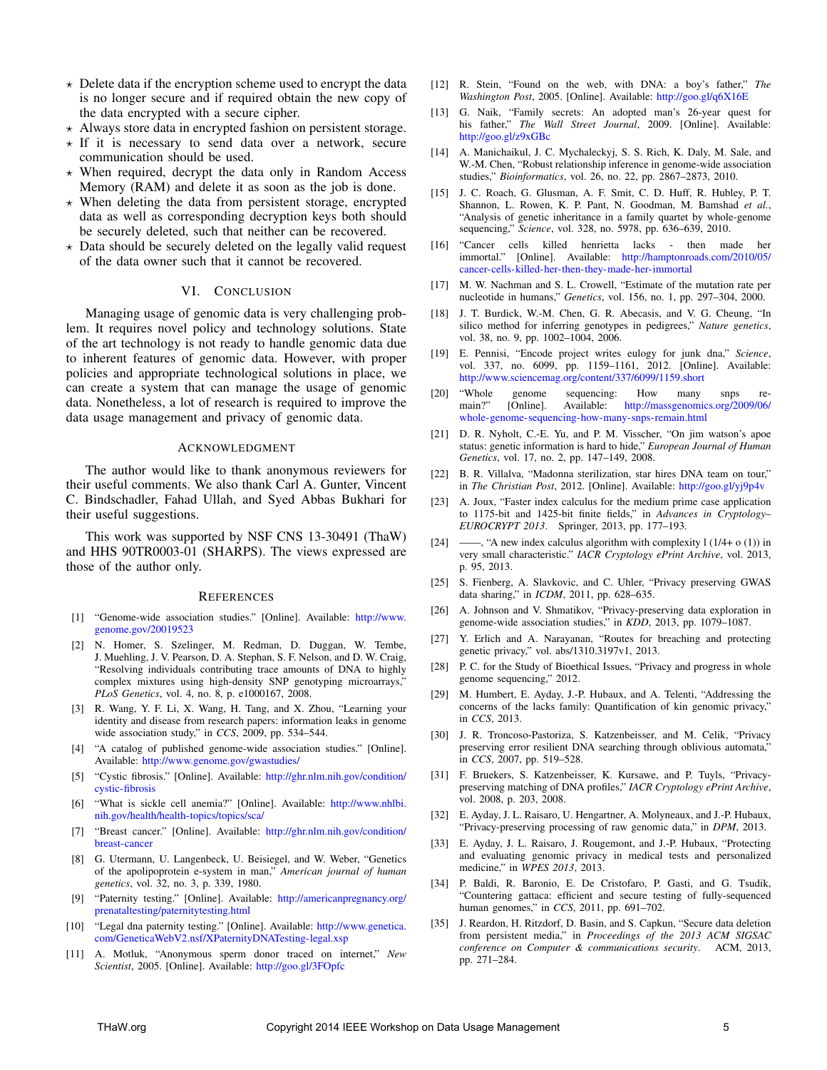- ⋆ Delete data if the encryption scheme used to encrypt the data is no longer secure and if required obtain the new copy of the data encrypted with a secure cipher.
- ⋆ Always store data in encrypted fashion on persistent storage.
- ⋆ If it is necessary to send data over a network, secure communication should be used.
- ⋆ When required, decrypt the data only in Random Access Memory (RAM) and delete it as soon as the job is done.
- ⋆ When deleting the data from persistent storage, encrypted data as well as corresponding decryption keys both should be securely deleted, such that neither can be recovered.
- ⋆ Data should be securely deleted on the legally valid request of the data owner such that it cannot be recovered.

## VI. Conclusion

Managing usage of genomic data is very challenging problem. It requires novel policy and technology solutions. State of the art technology is not ready to handle genomic data due to inherent features of genomic data. However, with proper policies and appropriate technological solutions in place, we can create a system that can manage the usage of genomic data. Nonetheless, a lot of research is required to improve the data usage management and privacy of genomic data.

## Acknowledgment

The author would like to thank anonymous reviewers for their useful comments. We also thank Carl A. Gunter, Vincent C. Bindschadler, Fahad Ullah, and Syed Abbas Bukhari for their useful suggestions.

This work was supported by NSF CNS 13-30491 (ThaW) and HHS 90TR0003-01 (SHARPS). The views expressed are those of the author only.

## References

[1] "Genome-wide association studies." [Online]. Available: http://www.genome.gov/20019523

[2] N. Homer, S. Szelinger, M. Redman, D. Duggan, W. Tembe, J. Muehling, J. V. Pearson, D. A. Stephan, S. F. Nelson, and D. W. Craig, "Resolving individuals contributing trace amounts of DNA to highly complex mixtures using high-density SNP genotyping microarrays," *PLoS Genetics*, vol. 4, no. 8, p. e1000167, 2008.

[3] R. Wang, Y. F. Li, X. Wang, H. Tang, and X. Zhou, "Learning your identity and disease from research papers: information leaks in genome wide association study," in *CCS*, 2009, pp. 534–544.

[4] "A catalog of published genome-wide association studies." [Online]. Available: http://www.genome.gov/gwastudies/

[5] "Cystic fibrosis." [Online]. Available: http://ghr.nlm.nih.gov/condition/cystic-fibrosis

[6] "What is sickle cell anemia?" [Online]. Available: http://www.nhlbi.nih.gov/health/health-topics/topics/sca/

[7] "Breast cancer." [Online]. Available: http://ghr.nlm.nih.gov/condition/breast-cancer

[8] G. Utermann, U. Langenbeck, U. Beisiegel, and W. Weber, "Genetics of the apolipoprotein e-system in man," *American journal of human genetics*, vol. 32, no. 3, p. 339, 1980.

[9] "Paternity testing." [Online]. Available: http://americanpregnancy.org/prenataltesting/paternitytesting.html

[10] "Legal dna paternity testing." [Online]. Available: http://www.genetica.com/GeneticaWebV2.nsf/XPaternityDNATesting-legal.xsp

[11] A. Motluk, "Anonymous sperm donor traced on internet," *New Scientist*, 2005. [Online]. Available: http://goo.gl/3FOpfc

[12] R. Stein, "Found on the web, with DNA: a boy's father," *The Washington Post*, 2005. [Online]. Available: http://goo.gl/q6X16E

[13] G. Naik, "Family secrets: An adopted man's 26-year quest for his father," *The Wall Street Journal*, 2009. [Online]. Available: http://goo.gl/z9xGBc

[14] A. Manichaikul, J. C. Mychaleckyj, S. S. Rich, K. Daly, M. Sale, and W.-M. Chen, "Robust relationship inference in genome-wide association studies," *Bioinformatics*, vol. 26, no. 22, pp. 2867–2873, 2010.

[15] J. C. Roach, G. Glusman, A. F. Smit, C. D. Huff, R. Hubley, P. T. Shannon, L. Rowen, K. P. Pant, N. Goodman, M. Bamshad *et al.*, "Analysis of genetic inheritance in a family quartet by whole-genome sequencing," *Science*, vol. 328, no. 5978, pp. 636–639, 2010.

[16] "Cancer cells killed henrietta lacks - then made her immortal." [Online]. Available: http://hamptonroads.com/2010/05/cancer-cells-killed-her-then-they-made-her-immortal

[17] M. W. Nachman and S. L. Crowell, "Estimate of the mutation rate per nucleotide in humans," *Genetics*, vol. 156, no. 1, pp. 297–304, 2000.

[18] J. T. Burdick, W.-M. Chen, G. R. Abecasis, and V. G. Cheung, "In silico method for inferring genotypes in pedigrees," *Nature genetics*, vol. 38, no. 9, pp. 1002–1004, 2006.

[19] E. Pennisi, "Encode project writes eulogy for junk dna," *Science*, vol. 337, no. 6099, pp. 1159–1161, 2012. [Online]. Available: http://www.sciencemag.org/content/337/6099/1159.short

[20] "Whole genome sequencing: How many snps remain?" [Online]. Available: http://massgenomics.org/2009/06/whole-genome-sequencing-how-many-snps-remain.html

[21] D. R. Nyholt, C.-E. Yu, and P. M. Visscher, "On jim watson's apoe status: genetic information is hard to hide," *European Journal of Human Genetics*, vol. 17, no. 2, pp. 147–149, 2008.

[22] B. R. Villalva, "Madonna sterilization, star hires DNA team on tour," in *The Christian Post*, 2012. [Online]. Available: http://goo.gl/yj9p4v

[23] A. Joux, "Faster index calculus for the medium prime case application to 1175-bit and 1425-bit finite fields," in *Advances in Cryptology–EUROCRYPT 2013*. Springer, 2013, pp. 177–193.

[24] ——, "A new index calculus algorithm with complexity l (1/4+ o (1)) in very small characteristic." *IACR Cryptology ePrint Archive*, vol. 2013, p. 95, 2013.

[25] S. Fienberg, A. Slavkovic, and C. Uhler, "Privacy preserving GWAS data sharing," in *ICDM*, 2011, pp. 628–635.

[26] A. Johnson and V. Shmatikov, "Privacy-preserving data exploration in genome-wide association studies," in *KDD*, 2013, pp. 1079–1087.

[27] Y. Erlich and A. Narayanan, "Routes for breaching and protecting genetic privacy," vol. abs/1310.3197v1, 2013.

[28] P. C. for the Study of Bioethical Issues, "Privacy and progress in whole genome sequencing," 2012.

[29] M. Humbert, E. Ayday, J.-P. Hubaux, and A. Telenti, "Addressing the concerns of the lacks family: Quantification of kin genomic privacy," in *CCS*, 2013.

[30] J. R. Troncoso-Pastoriza, S. Katzenbeisser, and M. Celik, "Privacy preserving error resilient DNA searching through oblivious automata," in *CCS*, 2007, pp. 519–528.

[31] F. Bruekers, S. Katzenbeisser, K. Kursawe, and P. Tuyls, "Privacy-preserving matching of DNA profiles," *IACR Cryptology ePrint Archive*, vol. 2008, p. 203, 2008.

[32] E. Ayday, J. L. Raisaro, U. Hengartner, A. Molyneaux, and J.-P. Hubaux, "Privacy-preserving processing of raw genomic data," in *DPM*, 2013.

[33] E. Ayday, J. L. Raisaro, J. Rougemont, and J.-P. Hubaux, "Protecting and evaluating genomic privacy in medical tests and personalized medicine," in *WPES 2013*, 2013.

[34] P. Baldi, R. Baronio, E. De Cristofaro, P. Gasti, and G. Tsudik, "Countering gattaca: efficient and secure testing of fully-sequenced human genomes," in *CCS*, 2011, pp. 691–702.

[35] J. Reardon, H. Ritzdorf, D. Basin, and S. Capkun, "Secure data deletion from persistent media," in *Proceedings of the 2013 ACM SIGSAC conference on Computer & communications security*. ACM, 2013, pp. 271–284.